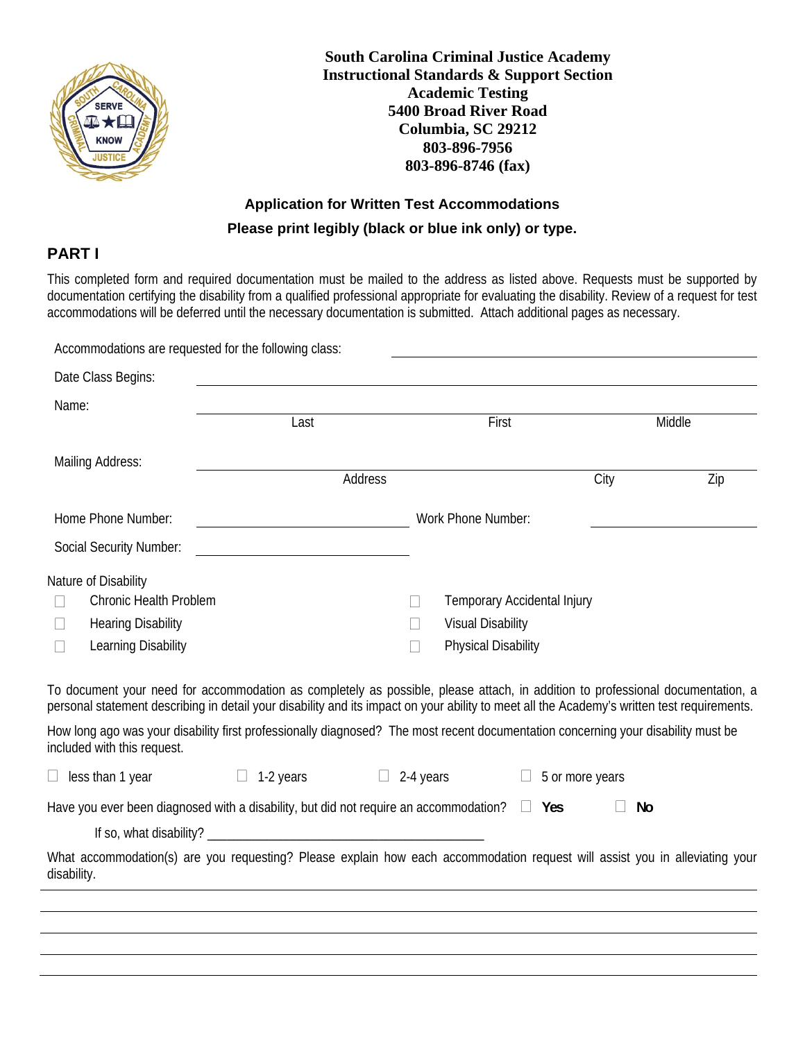**South Carolina Criminal Justice Academy**
**Instructional Standards & Support Section**
**Academic Testing**
**5400 Broad River Road**
**Columbia, SC 29212**
**803-896-7956**
**803-896-8746 (fax)**

## Application for Written Test Accommodations

**Please print legibly (black or blue ink only) or type.**

## PART I

This completed form and required documentation must be mailed to the address as listed above. Requests must be supported by documentation certifying the disability from a qualified professional appropriate for evaluating the disability. Review of a request for test accommodations will be deferred until the necessary documentation is submitted. Attach additional pages as necessary.

Accommodations are requested for the following class: ______________________________

Date Class Begins: ______________________________

Name: ______________________________
Last First Middle

Mailing Address: ______________________________
Address City Zip

Home Phone Number: ____________________ Work Phone Number: ____________________

Social Security Number: ____________________

Nature of Disability

- ☐ Chronic Health Problem
- ☐ Hearing Disability
- ☐ Learning Disability
- ☐ Temporary Accidental Injury
- ☐ Visual Disability
- ☐ Physical Disability

To document your need for accommodation as completely as possible, please attach, in addition to professional documentation, a personal statement describing in detail your disability and its impact on your ability to meet all the Academy's written test requirements.

How long ago was your disability first professionally diagnosed? The most recent documentation concerning your disability must be included with this request.

☐ less than 1 year ☐ 1-2 years ☐ 2-4 years ☐ 5 or more years

Have you ever been diagnosed with a disability, but did not require an accommodation? ☐ **Yes** ☐ **No**

If so, what disability? ______________________________

What accommodation(s) are you requesting? Please explain how each accommodation request will assist you in alleviating your disability.

______________________________

______________________________

______________________________

______________________________

______________________________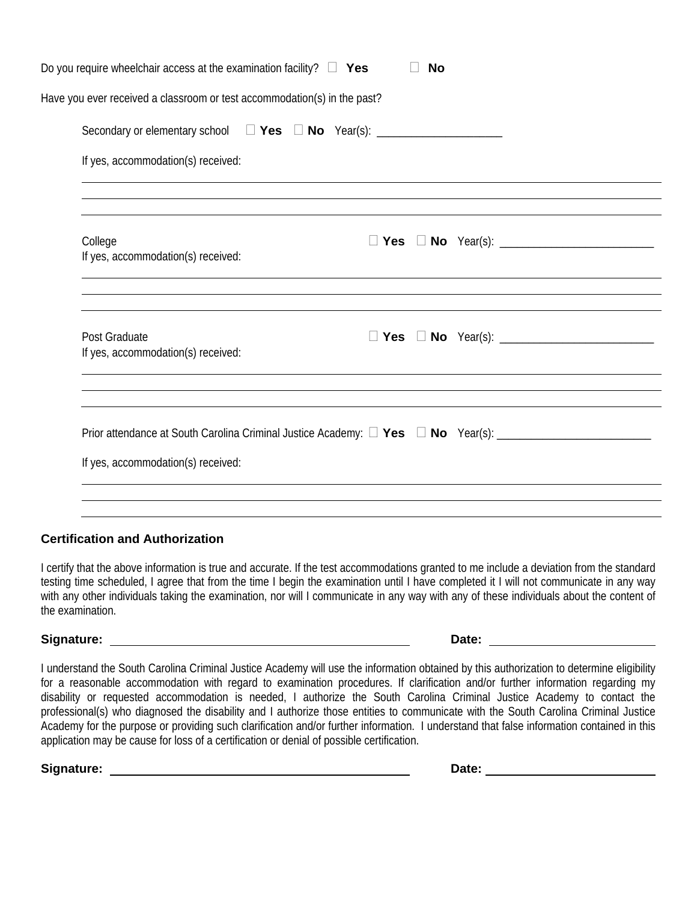Do you require wheelchair access at the examination facility? ☐ **Yes** ☐ **No**

Have you ever received a classroom or test accommodation(s) in the past?

Secondary or elementary school ☐ **Yes** ☐ **No** Year(s): ____________________

If yes, accommodation(s) received:

______________________________________________________________________________

______________________________________________________________________________

______________________________________________________________________________

College ☐ **Yes** ☐ **No** Year(s): ________________________

If yes, accommodation(s) received:

______________________________________________________________________________

______________________________________________________________________________

______________________________________________________________________________

Post Graduate ☐ **Yes** ☐ **No** Year(s): ________________________

If yes, accommodation(s) received:

______________________________________________________________________________

______________________________________________________________________________

______________________________________________________________________________

Prior attendance at South Carolina Criminal Justice Academy: ☐ **Yes** ☐ **No** Year(s): ________________________

If yes, accommodation(s) received:

______________________________________________________________________________

______________________________________________________________________________

______________________________________________________________________________

### Certification and Authorization

I certify that the above information is true and accurate. If the test accommodations granted to me include a deviation from the standard testing time scheduled, I agree that from the time I begin the examination until I have completed it I will not communicate in any way with any other individuals taking the examination, nor will I communicate in any way with any of these individuals about the content of the examination.

**Signature:** ______________________________ **Date:** ____________________

I understand the South Carolina Criminal Justice Academy will use the information obtained by this authorization to determine eligibility for a reasonable accommodation with regard to examination procedures. If clarification and/or further information regarding my disability or requested accommodation is needed, I authorize the South Carolina Criminal Justice Academy to contact the professional(s) who diagnosed the disability and I authorize those entities to communicate with the South Carolina Criminal Justice Academy for the purpose or providing such clarification and/or further information. I understand that false information contained in this application may be cause for loss of a certification or denial of possible certification.

**Signature:** ______________________________ **Date:** ____________________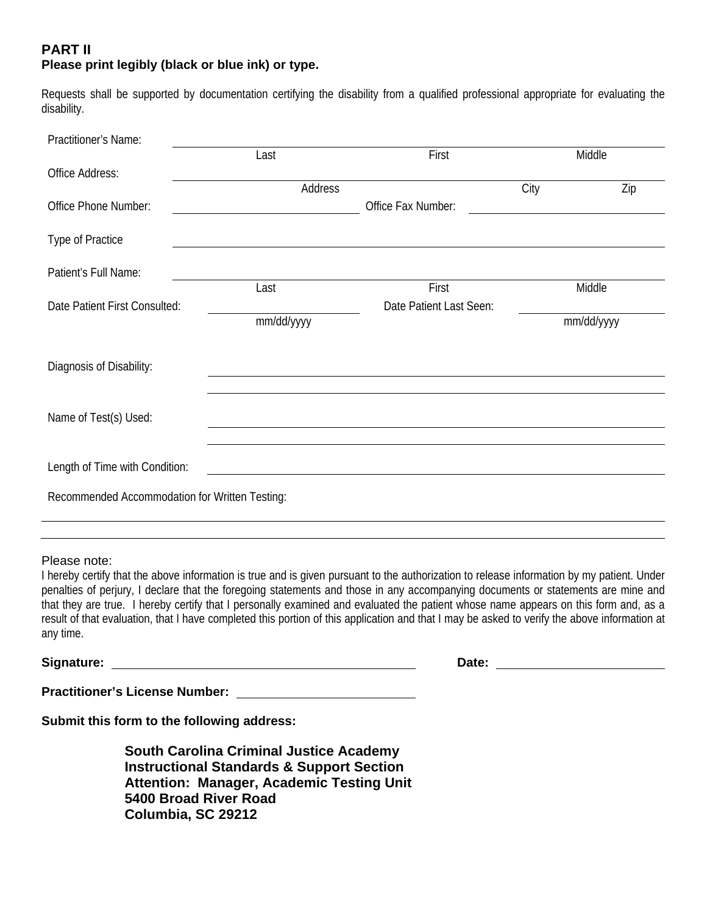## PART II

**Please print legibly (black or blue ink) or type.**

Requests shall be supported by documentation certifying the disability from a qualified professional appropriate for evaluating the disability.

Practitioner's Name: ______________________________________________
Last First Middle

Office Address: ______________________________________________
Address City Zip

Office Phone Number: ____________________ Office Fax Number: ____________________

Type of Practice ______________________________________________

Patient's Full Name: ______________________________________________
Last First Middle

Date Patient First Consulted: ____________________ Date Patient Last Seen: ____________________
mm/dd/yyyy mm/dd/yyyy

Diagnosis of Disability: ______________________________________________

______________________________________________

Name of Test(s) Used: ______________________________________________

______________________________________________

Length of Time with Condition: ______________________________________________

Recommended Accommodation for Written Testing:

______________________________________________

______________________________________________

Please note:
I hereby certify that the above information is true and is given pursuant to the authorization to release information by my patient. Under penalties of perjury, I declare that the foregoing statements and those in any accompanying documents or statements are mine and that they are true. I hereby certify that I personally examined and evaluated the patient whose name appears on this form and, as a result of that evaluation, that I have completed this portion of this application and that I may be asked to verify the above information at any time.

**Signature:** ______________________________ **Date:** ____________________

**Practitioner's License Number:** ____________________

**Submit this form to the following address:**

**South Carolina Criminal Justice Academy**
**Instructional Standards & Support Section**
**Attention: Manager, Academic Testing Unit**
**5400 Broad River Road**
**Columbia, SC 29212**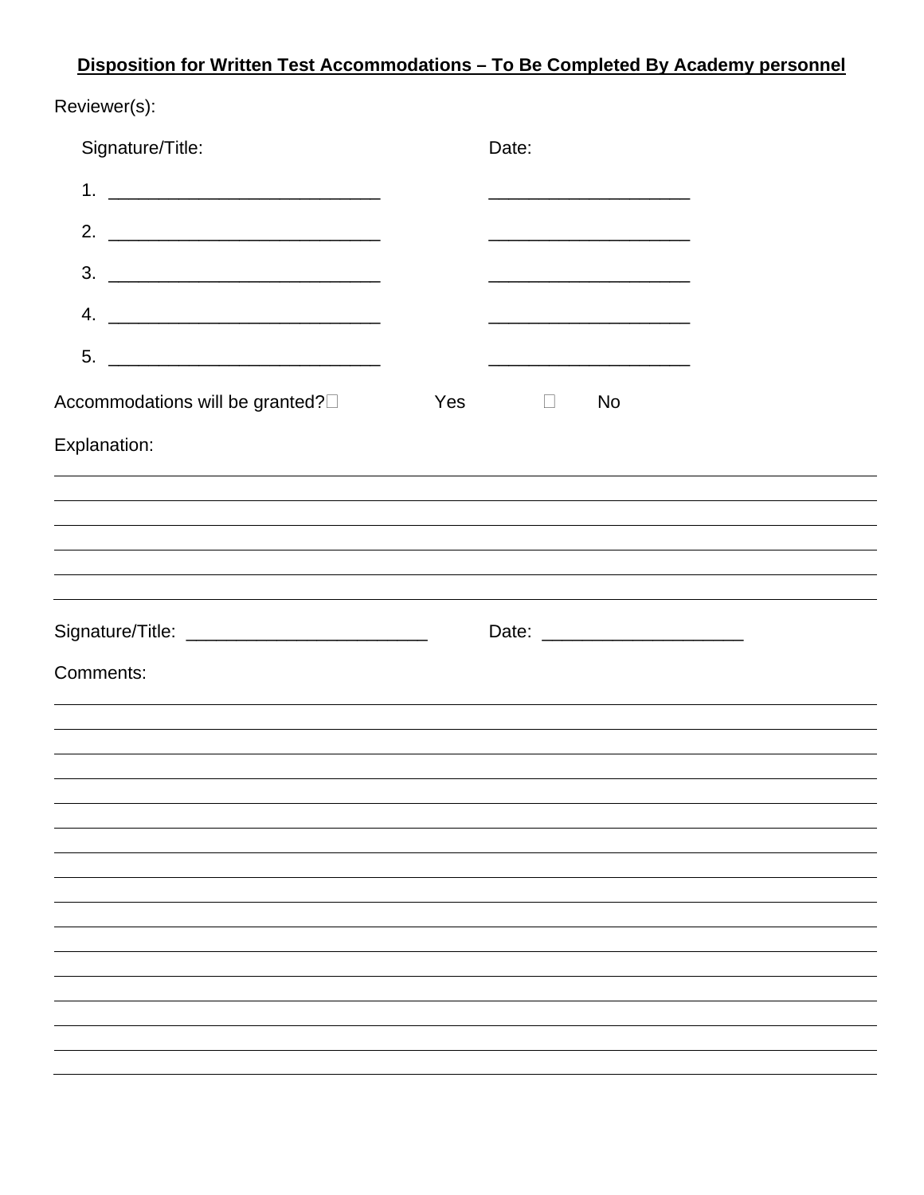**Disposition for Written Test Accommodations – To Be Completed By Academy personnel**

Reviewer(s):

| Signature/Title: | Date: |
|---|---|
| 1. ___________________________ | ____________________ |
| 2. ___________________________ | ____________________ |
| 3. ___________________________ | ____________________ |
| 4. ___________________________ | ____________________ |
| 5. ___________________________ | ____________________ |

Accommodations will be granted? ☐ Yes ☐ No

Explanation:

______________________________________________________________________________

______________________________________________________________________________

______________________________________________________________________________

______________________________________________________________________________

______________________________________________________________________________

______________________________________________________________________________

Signature/Title: ________________________ Date: ____________________

Comments:

______________________________________________________________________________

______________________________________________________________________________

______________________________________________________________________________

______________________________________________________________________________

______________________________________________________________________________

______________________________________________________________________________

______________________________________________________________________________

______________________________________________________________________________

______________________________________________________________________________

______________________________________________________________________________

______________________________________________________________________________

______________________________________________________________________________

______________________________________________________________________________

______________________________________________________________________________

______________________________________________________________________________